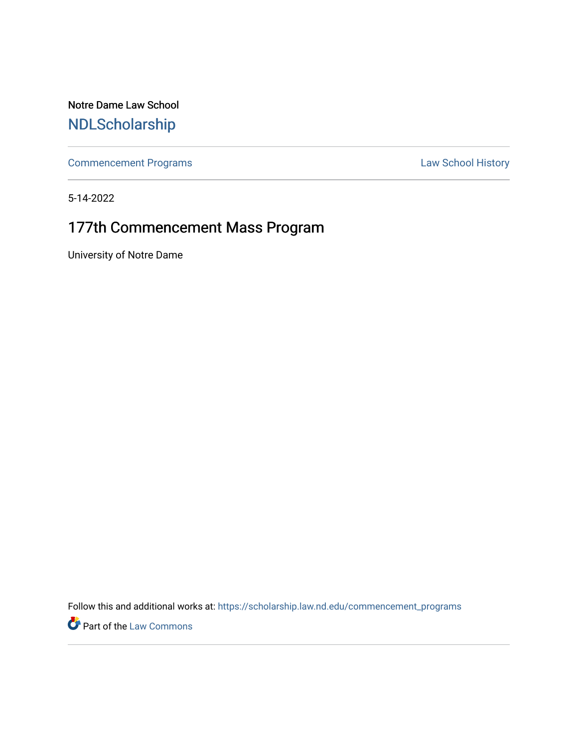Notre Dame Law School

NDLScholarship

Commencement Programs | Law School History

5-14-2022

# 177th Commencement Mass Program

University of Notre Dame

Follow this and additional works at: https://scholarship.law.nd.edu/commencement_programs

Part of the Law Commons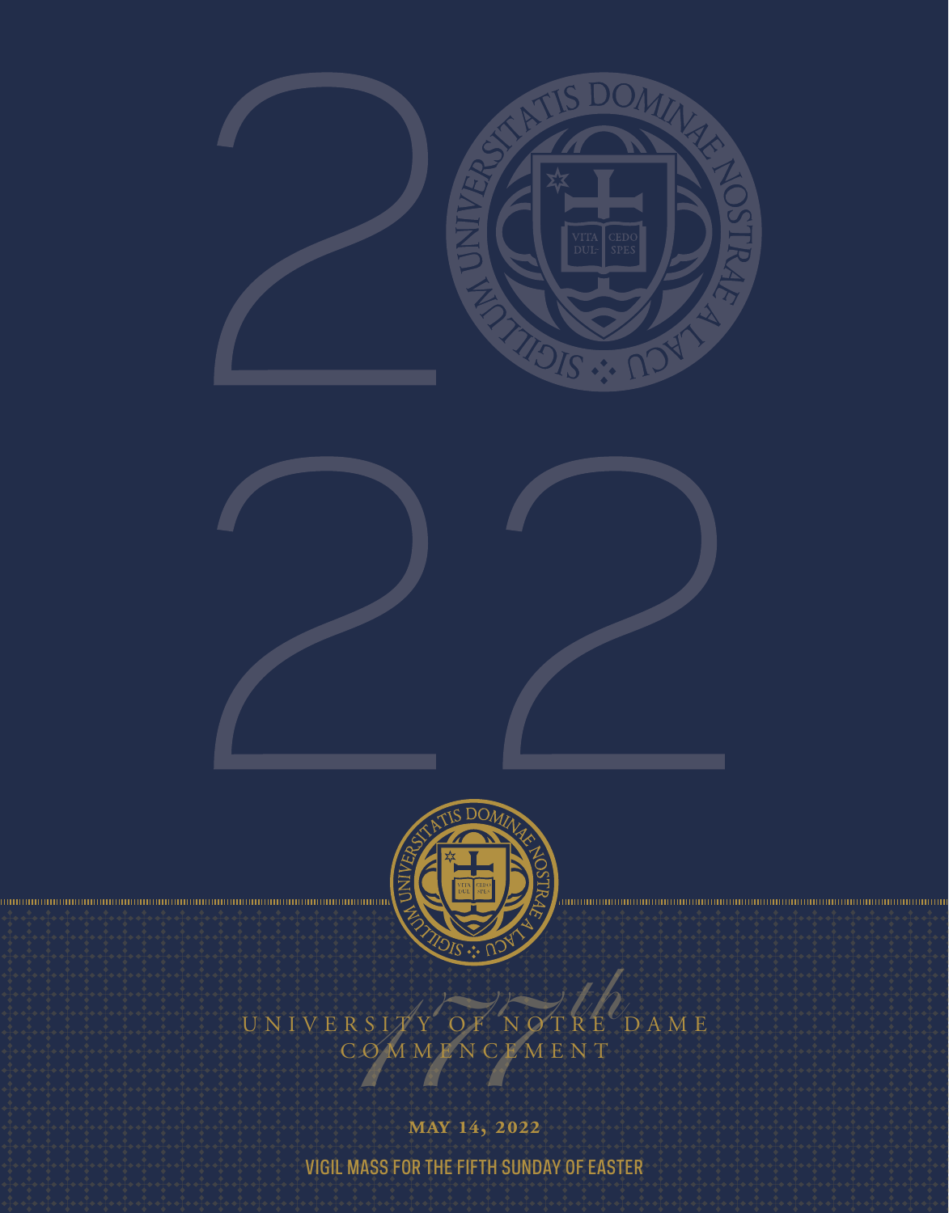# UNIVERSITY OF NOTRE DAME COMMENCEMENT

177th

**MAY 14, 2022**

VIGIL MASS FOR THE FIFTH SUNDAY OF EASTER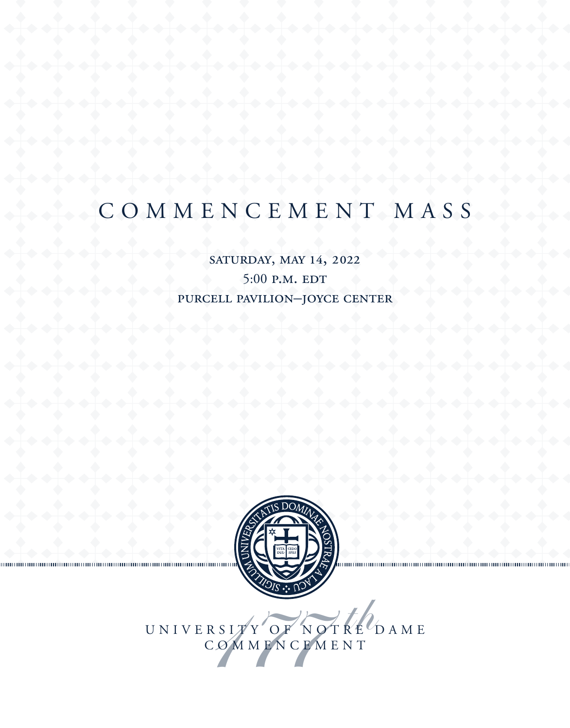# COMMENCEMENT MASS

SATURDAY, MAY 14, 2022

5:00 P.M. EDT

PURCELL PAVILION–JOYCE CENTER

UNIVERSITY OF NOTRE DAME

177th COMMENCEMENT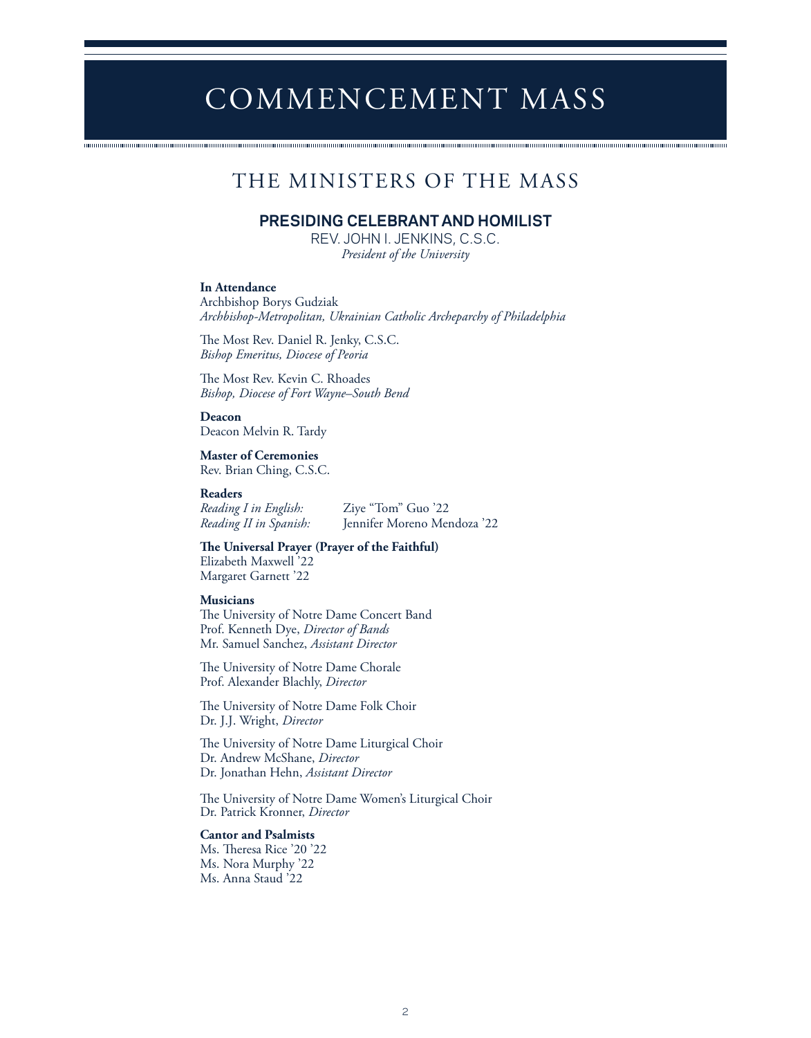# COMMENCEMENT MASS

## THE MINISTERS OF THE MASS

### PRESIDING CELEBRANT AND HOMILIST

REV. JOHN I. JENKINS, C.S.C.
*President of the University*

**In Attendance**
Archbishop Borys Gudziak
*Archbishop-Metropolitan, Ukrainian Catholic Archeparchy of Philadelphia*

The Most Rev. Daniel R. Jenky, C.S.C.
*Bishop Emeritus, Diocese of Peoria*

The Most Rev. Kevin C. Rhoades
*Bishop, Diocese of Fort Wayne–South Bend*

**Deacon**
Deacon Melvin R. Tardy

**Master of Ceremonies**
Rev. Brian Ching, C.S.C.

**Readers**
*Reading I in English:* Ziye "Tom" Guo '22
*Reading II in Spanish:* Jennifer Moreno Mendoza '22

**The Universal Prayer (Prayer of the Faithful)**
Elizabeth Maxwell '22
Margaret Garnett '22

**Musicians**
The University of Notre Dame Concert Band
Prof. Kenneth Dye, *Director of Bands*
Mr. Samuel Sanchez, *Assistant Director*

The University of Notre Dame Chorale
Prof. Alexander Blachly, *Director*

The University of Notre Dame Folk Choir
Dr. J.J. Wright, *Director*

The University of Notre Dame Liturgical Choir
Dr. Andrew McShane, *Director*
Dr. Jonathan Hehn, *Assistant Director*

The University of Notre Dame Women's Liturgical Choir
Dr. Patrick Kronner, *Director*

**Cantor and Psalmists**
Ms. Theresa Rice '20 '22
Ms. Nora Murphy '22
Ms. Anna Staud '22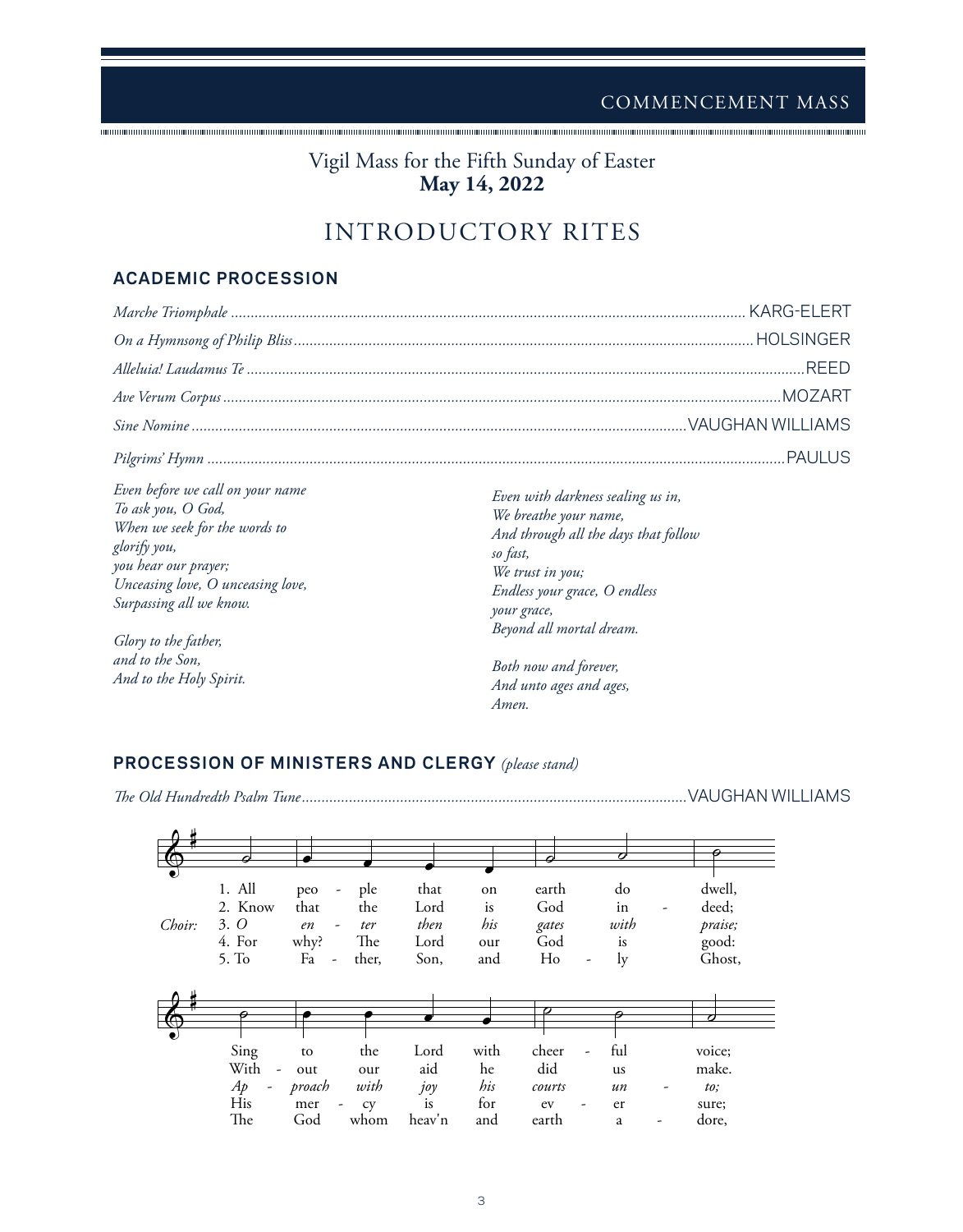COMMENCEMENT MASS

Vigil Mass for the Fifth Sunday of Easter
**May 14, 2022**

# INTRODUCTORY RITES

## ACADEMIC PROCESSION

*Marche Triomphale* ........ KARG-ELERT

*On a Hymnsong of Philip Bliss* ........ HOLSINGER

*Alleluia! Laudamus Te* ........ REED

*Ave Verum Corpus* ........ MOZART

*Sine Nomine* ........ VAUGHAN WILLIAMS

*Pilgrims' Hymn* ........ PAULUS

*Even before we call on your name*
*To ask you, O God,*
*When we seek for the words to*
*glorify you,*
*you hear our prayer;*
*Unceasing love, O unceasing love,*
*Surpassing all we know.*

*Glory to the father,*
*and to the Son,*
*And to the Holy Spirit.*

*Even with darkness sealing us in,*
*We breathe your name,*
*And through all the days that follow*
*so fast,*
*We trust in you;*
*Endless your grace, O endless*
*your grace,*
*Beyond all mortal dream.*

*Both now and forever,*
*And unto ages and ages,*
*Amen.*

## PROCESSION OF MINISTERS AND CLERGY *(please stand)*

*The Old Hundredth Psalm Tune* ........ VAUGHAN WILLIAMS

Choir:

1. All people that on earth do dwell, Sing to the Lord with cheerful voice;
2. Know that the Lord is God indeed; Without our aid he did us make.
3. *O enter then his gates with praise; Approach with joy his courts unto;*
4. For why? The Lord our God is good: His mercy is for ever sure;
5. To Father, Son, and Holy Ghost, The God whom heav'n and earth adore,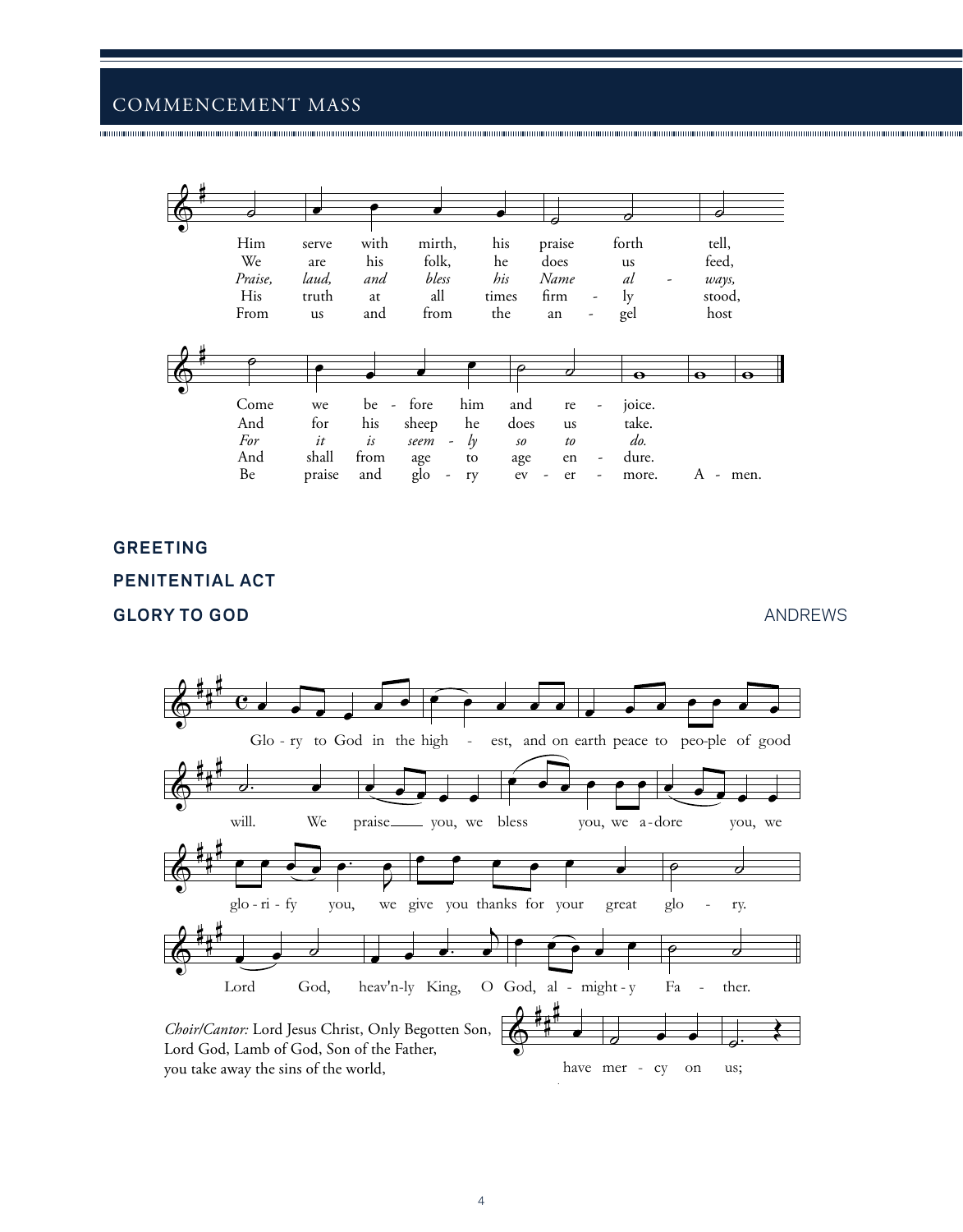Him serve with mirth, his praise forth tell,
We are his folk, he does us feed,
*Praise, laud, and bless his Name al - ways,*
His truth at all times firm - ly stood,
From us and from the an - gel host

Come we be - fore him and re - joice.
And for his sheep he does us take.
*For it is seem - ly so to do.*
And shall from age to age en - dure.
Be praise and glo - ry ev - er - more. A - men.

**GREETING**

**PENITENTIAL ACT**

**GLORY TO GOD** ANDREWS

Glo - ry to God in the high - est, and on earth peace to peo-ple of good will. We praise you, we bless you, we a-dore you, we glo - ri - fy you, we give you thanks for your great glo - ry. Lord God, heav'n-ly King, O God, al - might - y Fa - ther.

*Choir/Cantor:* Lord Jesus Christ, Only Begotten Son, Lord God, Lamb of God, Son of the Father, you take away the sins of the world, have mer - cy on us;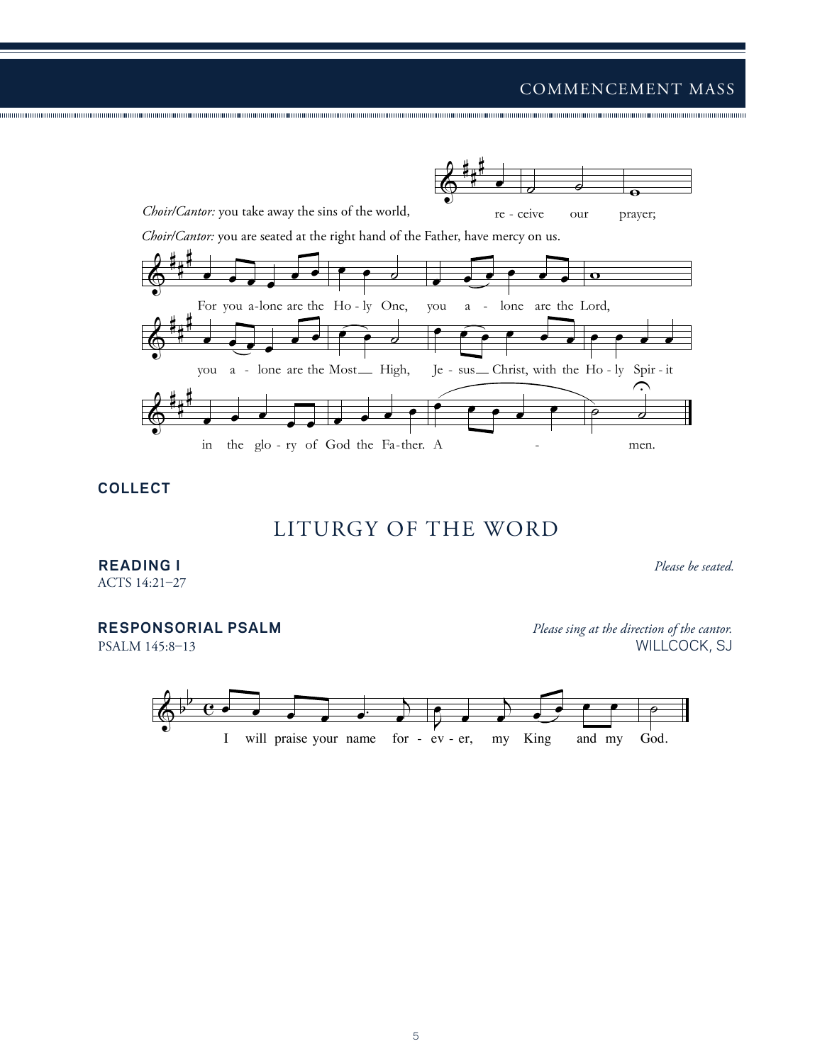*Choir/Cantor:* you take away the sins of the world,

re - ceive our prayer;

*Choir/Cantor:* you are seated at the right hand of the Father, have mercy on us.

For you a-lone are the Ho - ly One, you a - lone are the Lord,

you a - lone are the Most High, Je - sus Christ, with the Ho - ly Spir - it

in the glo - ry of God the Fa - ther. A - men.

**COLLECT**

# LITURGY OF THE WORD

**READING I**

*Please be seated.*

ACTS 14:21–27

**RESPONSORIAL PSALM**

*Please sing at the direction of the cantor.*

PSALM 145:8–13

WILLCOCK, SJ

I will praise your name for - ev - er, my King and my God.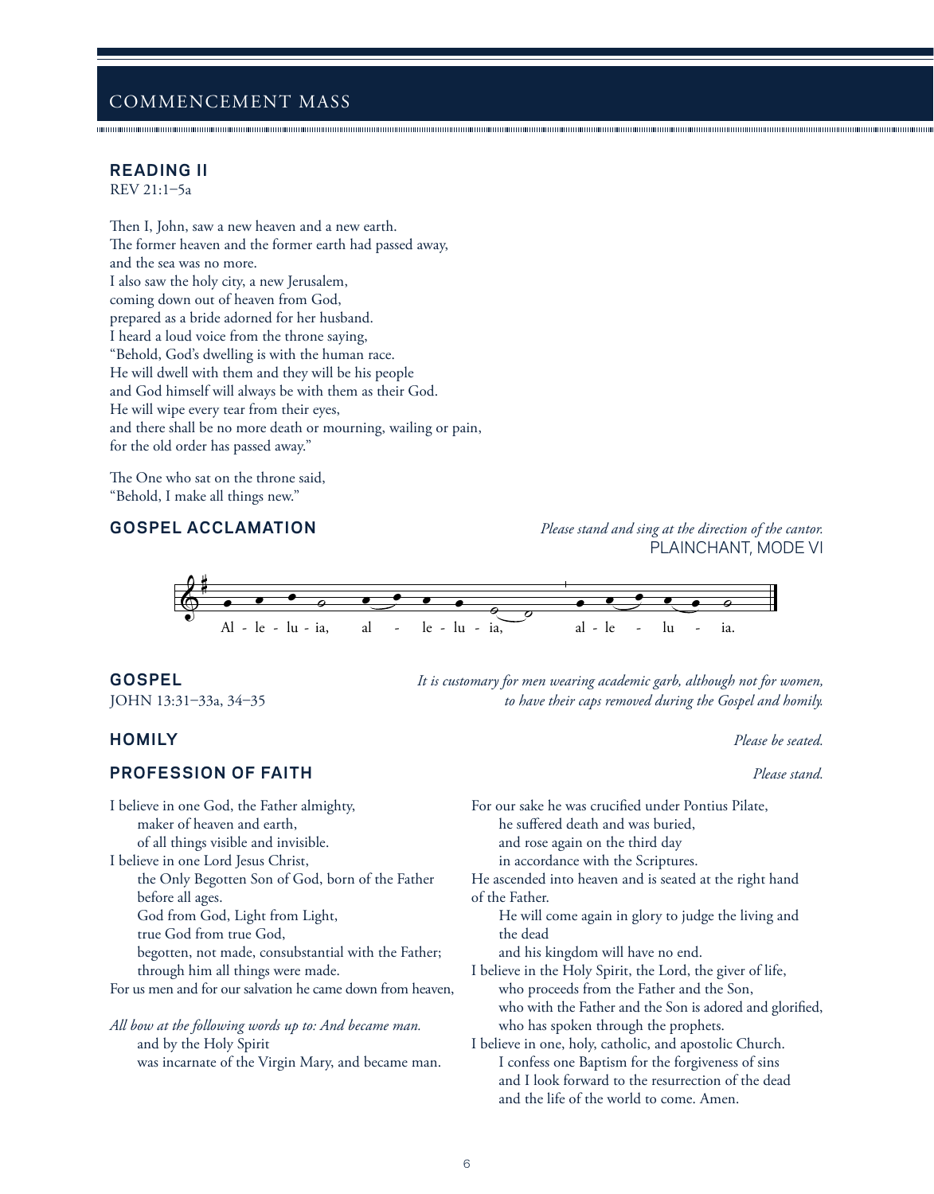## READING II

REV 21:1–5a

Then I, John, saw a new heaven and a new earth.
The former heaven and the former earth had passed away,
and the sea was no more.
I also saw the holy city, a new Jerusalem,
coming down out of heaven from God,
prepared as a bride adorned for her husband.
I heard a loud voice from the throne saying,
"Behold, God's dwelling is with the human race.
He will dwell with them and they will be his people
and God himself will always be with them as their God.
He will wipe every tear from their eyes,
and there shall be no more death or mourning, wailing or pain,
for the old order has passed away."

The One who sat on the throne said,
"Behold, I make all things new."

## GOSPEL ACCLAMATION

*Please stand and sing at the direction of the cantor.*

PLAINCHANT, MODE VI

Al - le - lu - ia, al - le - lu - ia, al - le - lu - ia.

## GOSPEL

JOHN 13:31–33a, 34–35

*It is customary for men wearing academic garb, although not for women, to have their caps removed during the Gospel and homily.*

## HOMILY

*Please be seated.*

## PROFESSION OF FAITH

*Please stand.*

I believe in one God, the Father almighty,
maker of heaven and earth,
of all things visible and invisible.
I believe in one Lord Jesus Christ,
the Only Begotten Son of God, born of the Father
before all ages.
God from God, Light from Light,
true God from true God,
begotten, not made, consubstantial with the Father;
through him all things were made.
For us men and for our salvation he came down from heaven,

*All bow at the following words up to: And became man.*

and by the Holy Spirit
was incarnate of the Virgin Mary, and became man.

For our sake he was crucified under Pontius Pilate,
he suffered death and was buried,
and rose again on the third day
in accordance with the Scriptures.
He ascended into heaven and is seated at the right hand
of the Father.
He will come again in glory to judge the living and
the dead
and his kingdom will have no end.
I believe in the Holy Spirit, the Lord, the giver of life,
who proceeds from the Father and the Son,
who with the Father and the Son is adored and glorified,
who has spoken through the prophets.
I believe in one, holy, catholic, and apostolic Church.
I confess one Baptism for the forgiveness of sins
and I look forward to the resurrection of the dead
and the life of the world to come. Amen.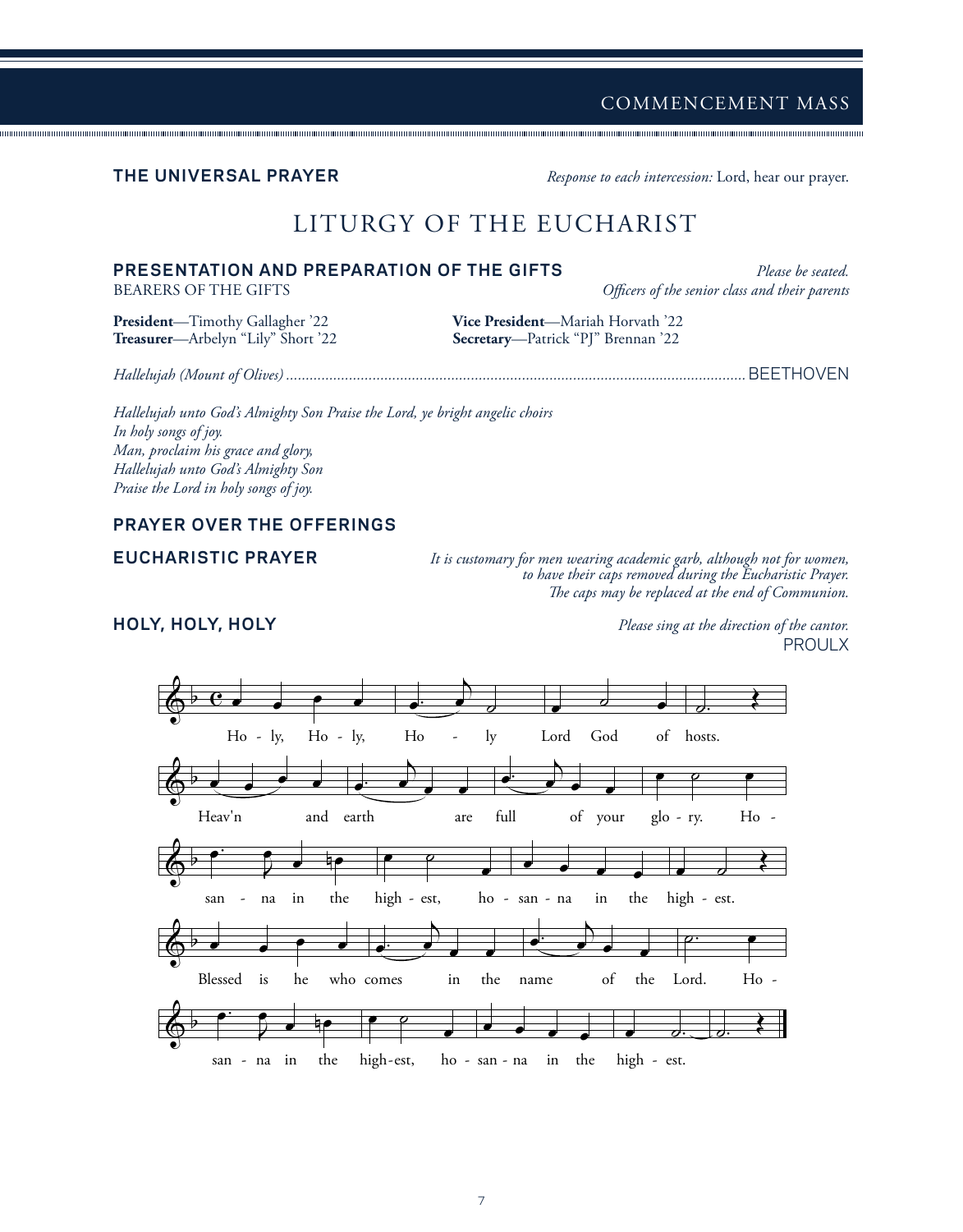## THE UNIVERSAL PRAYER

*Response to each intercession:* Lord, hear our prayer.

# LITURGY OF THE EUCHARIST

## PRESENTATION AND PREPARATION OF THE GIFTS

*Please be seated.*

BEARERS OF THE GIFTS *Officers of the senior class and their parents*

**President**—Timothy Gallagher '22
**Vice President**—Mariah Horvath '22
**Treasurer**—Arbelyn "Lily" Short '22
**Secretary**—Patrick "PJ" Brennan '22

*Hallelujah (Mount of Olives)* .................................................................................................................... BEETHOVEN

*Hallelujah unto God's Almighty Son Praise the Lord, ye bright angelic choirs*
*In holy songs of joy.*
*Man, proclaim his grace and glory,*
*Hallelujah unto God's Almighty Son*
*Praise the Lord in holy songs of joy.*

## PRAYER OVER THE OFFERINGS

## EUCHARISTIC PRAYER

*It is customary for men wearing academic garb, although not for women, to have their caps removed during the Eucharistic Prayer. The caps may be replaced at the end of Communion.*

## HOLY, HOLY, HOLY

*Please sing at the direction of the cantor.*

PROULX

Ho - ly, Ho - ly, Ho - ly Lord God of hosts.
Heav'n and earth are full of your glo - ry. Ho - san - na in the high - est, ho - san - na in the high - est.
Blessed is he who comes in the name of the Lord. Ho - san - na in the high-est, ho - san - na in the high - est.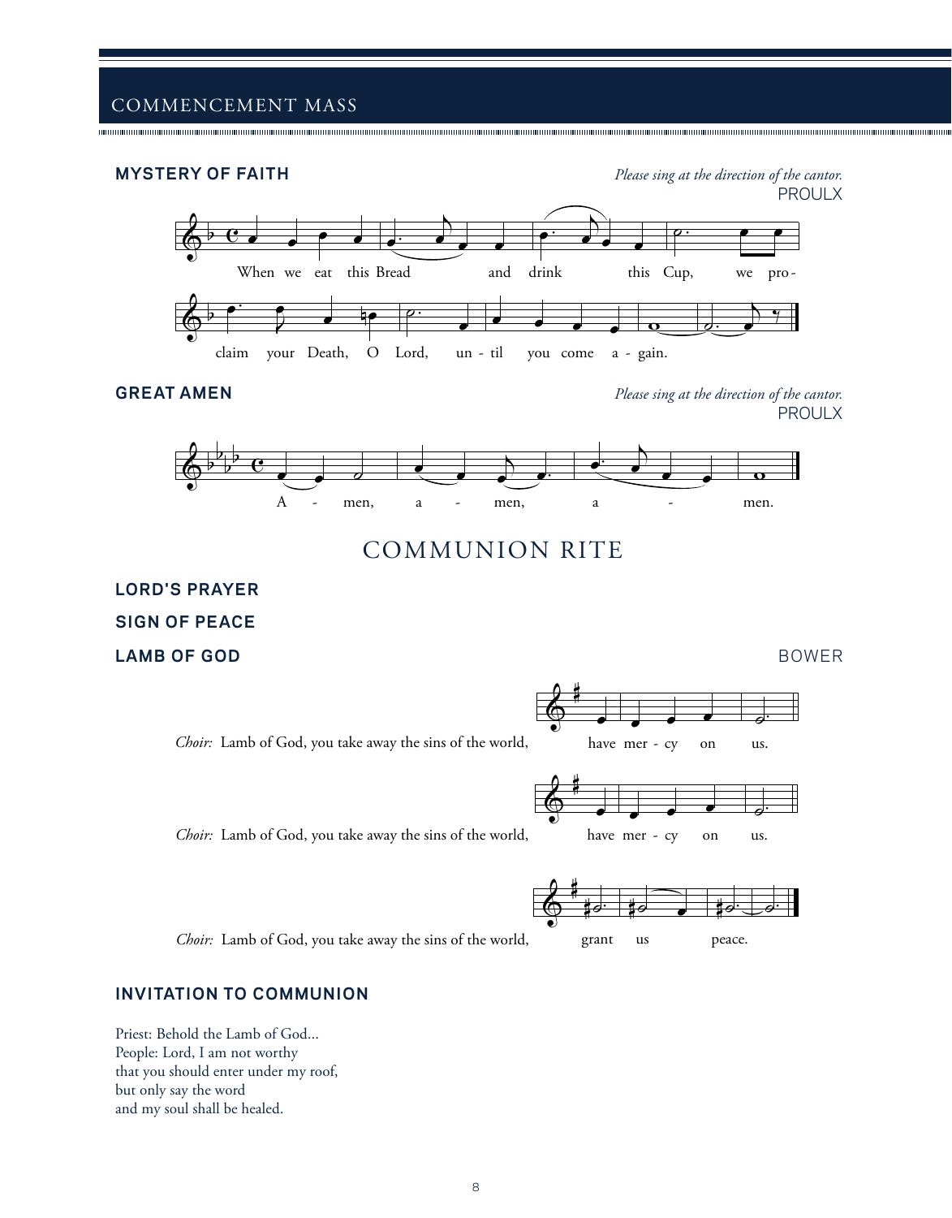## MYSTERY OF FAITH

*Please sing at the direction of the cantor.*
PROULX

When we eat this Bread and drink this Cup, we pro-claim your Death, O Lord, un-til you come a-gain.

## GREAT AMEN

*Please sing at the direction of the cantor.*
PROULX

A - men, a - men, a - men.

# COMMUNION RITE

## LORD'S PRAYER

## SIGN OF PEACE

## LAMB OF GOD

BOWER

*Choir:* Lamb of God, you take away the sins of the world, have mer - cy on us.

*Choir:* Lamb of God, you take away the sins of the world, have mer - cy on us.

*Choir:* Lamb of God, you take away the sins of the world, grant us peace.

## INVITATION TO COMMUNION

Priest: Behold the Lamb of God...
People: Lord, I am not worthy
that you should enter under my roof,
but only say the word
and my soul shall be healed.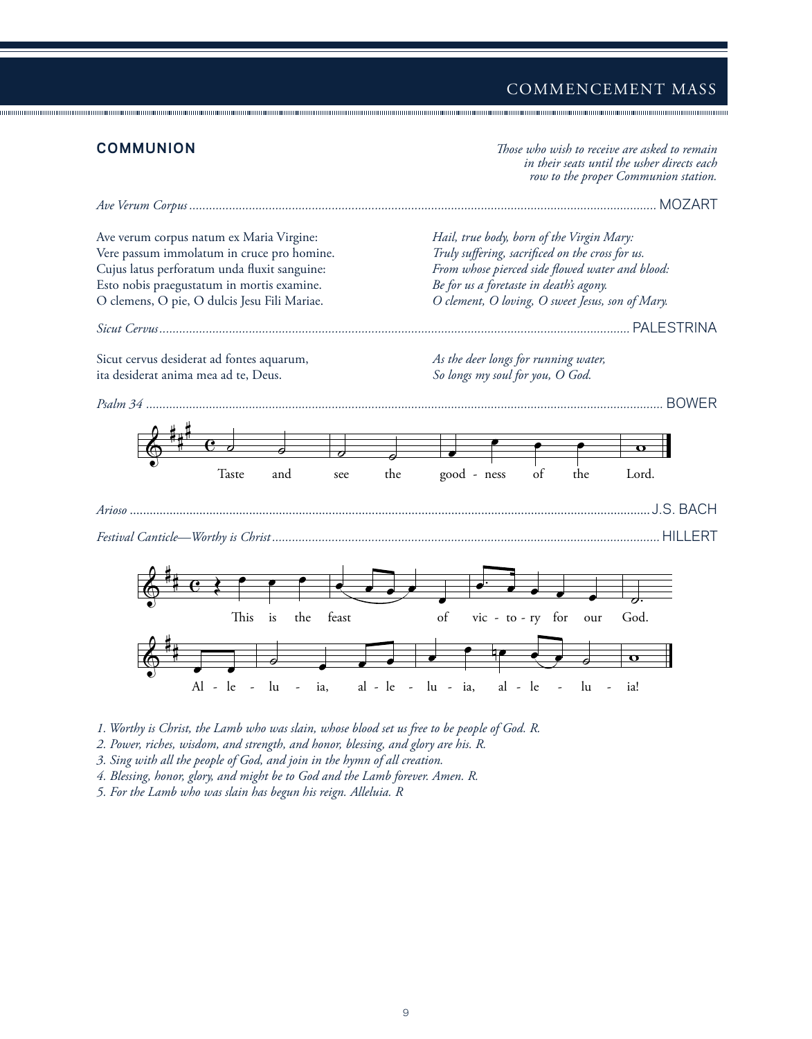## COMMUNION

*Those who wish to receive are asked to remain in their seats until the usher directs each row to the proper Communion station.*

*Ave Verum Corpus* .......... MOZART

Ave verum corpus natum ex Maria Virgine:
Vere passum immolatum in cruce pro homine.
Cujus latus perforatum unda fluxit sanguine:
Esto nobis praegustatum in mortis examine.
O clemens, O pie, O dulcis Jesu Fili Mariae.

*Hail, true body, born of the Virgin Mary:*
*Truly suffering, sacrificed on the cross for us.*
*From whose pierced side flowed water and blood:*
*Be for us a foretaste in death's agony.*
*O clement, O loving, O sweet Jesus, son of Mary.*

*Sicut Cervus* .......... PALESTRINA

Sicut cervus desiderat ad fontes aquarum,
ita desiderat anima mea ad te, Deus.

*As the deer longs for running water,*
*So longs my soul for you, O God.*

*Psalm 34* .......... BOWER

Taste and see the good - ness of the Lord.

*Arioso* .......... J.S. BACH

*Festival Canticle—Worthy is Christ* .......... HILLERT

This is the feast of vic - to - ry for our God.
Al - le - lu - ia, al - le - lu - ia, al - le - lu - ia!

*1. Worthy is Christ, the Lamb who was slain, whose blood set us free to be people of God. R.*
*2. Power, riches, wisdom, and strength, and honor, blessing, and glory are his. R.*
*3. Sing with all the people of God, and join in the hymn of all creation.*
*4. Blessing, honor, glory, and might be to God and the Lamb forever. Amen. R.*
*5. For the Lamb who was slain has begun his reign. Alleluia. R*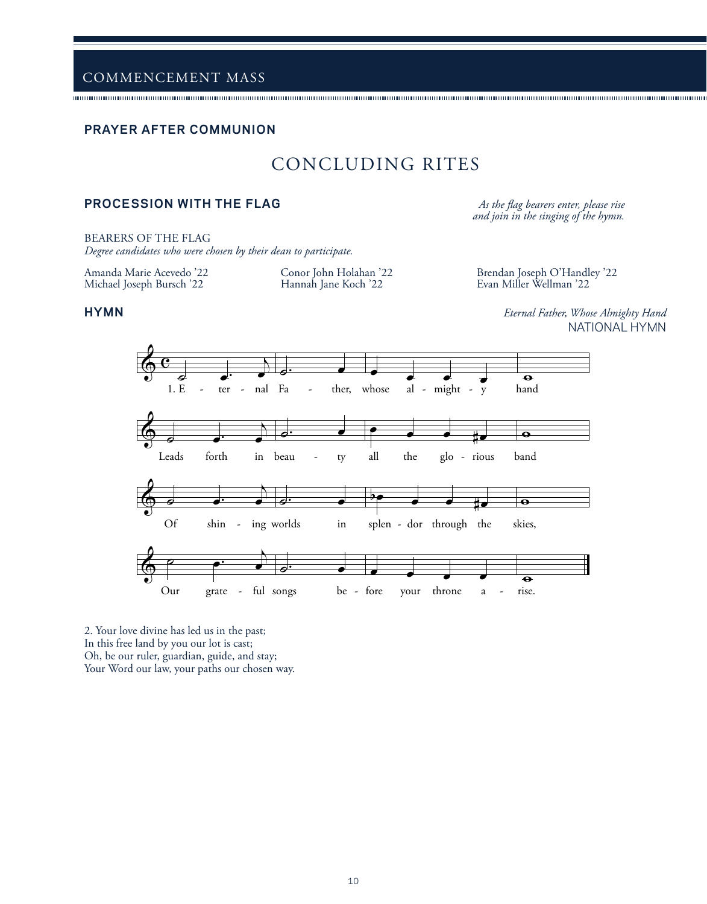## PRAYER AFTER COMMUNION

# CONCLUDING RITES

## PROCESSION WITH THE FLAG

*As the flag bearers enter, please rise and join in the singing of the hymn.*

BEARERS OF THE FLAG
*Degree candidates who were chosen by their dean to participate.*

Amanda Marie Acevedo ’22
Michael Joseph Bursch ’22
Conor John Holahan ’22
Hannah Jane Koch ’22
Brendan Joseph O’Handley ’22
Evan Miller Wellman ’22

## HYMN

*Eternal Father, Whose Almighty Hand*
NATIONAL HYMN

1. Eternal Father, whose almighty hand
Leads forth in beauty all the glorious band
Of shining worlds in splendor through the skies,
Our grateful songs before your throne arise.

2. Your love divine has led us in the past;
In this free land by you our lot is cast;
Oh, be our ruler, guardian, guide, and stay;
Your Word our law, your paths our chosen way.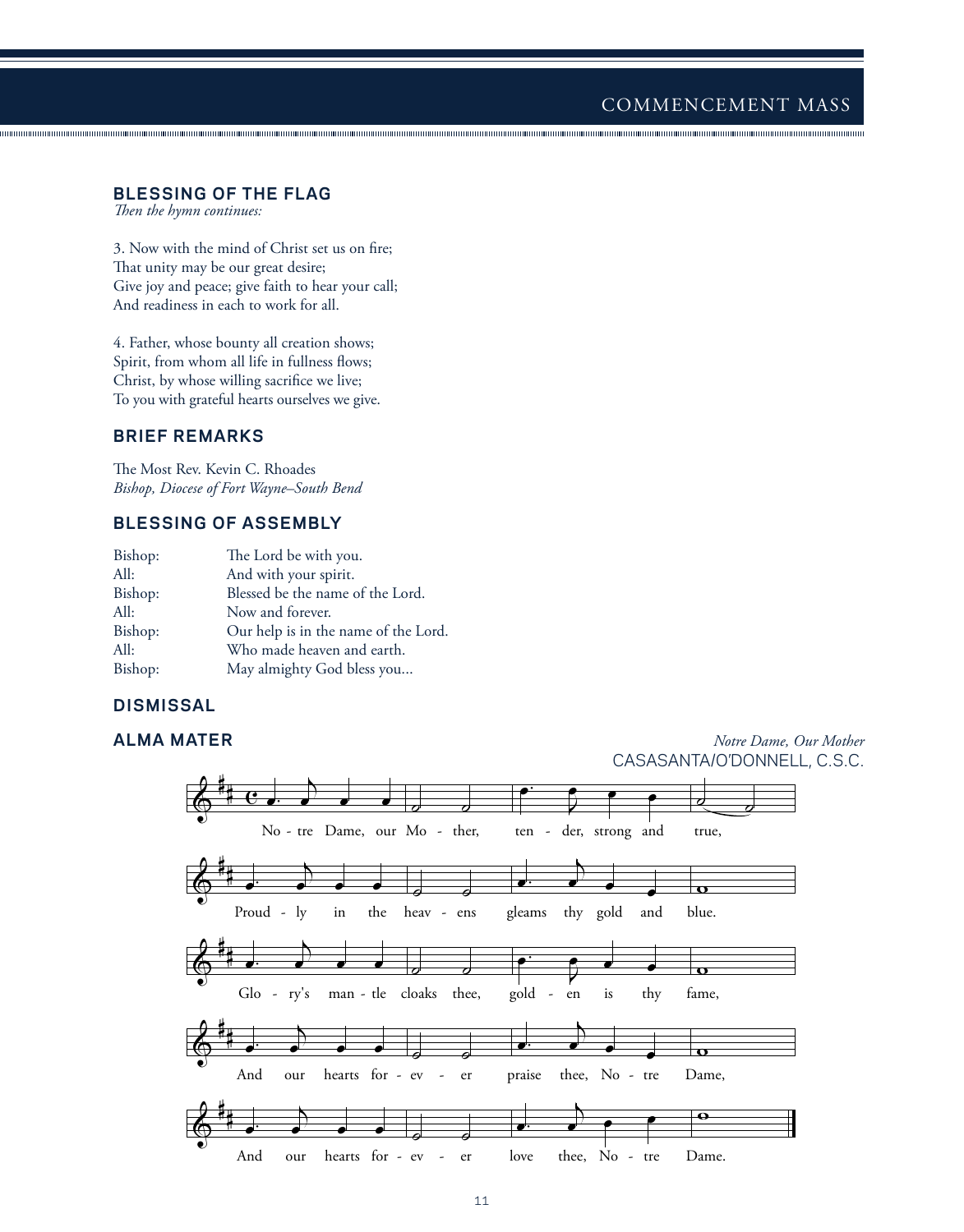### BLESSING OF THE FLAG

*Then the hymn continues:*

3. Now with the mind of Christ set us on fire;
That unity may be our great desire;
Give joy and peace; give faith to hear your call;
And readiness in each to work for all.

4. Father, whose bounty all creation shows;
Spirit, from whom all life in fullness flows;
Christ, by whose willing sacrifice we live;
To you with grateful hearts ourselves we give.

### BRIEF REMARKS

The Most Rev. Kevin C. Rhoades
*Bishop, Diocese of Fort Wayne–South Bend*

### BLESSING OF ASSEMBLY

| | |
|---|---|
| Bishop: | The Lord be with you. |
| All: | And with your spirit. |
| Bishop: | Blessed be the name of the Lord. |
| All: | Now and forever. |
| Bishop: | Our help is in the name of the Lord. |
| All: | Who made heaven and earth. |
| Bishop: | May almighty God bless you... |

### DISMISSAL

### ALMA MATER

*Notre Dame, Our Mother*
CASASANTA/O'DONNELL, C.S.C.

Notre Dame, our Mother, tender, strong and true,
Proudly in the heavens gleams thy gold and blue.
Glory's mantle cloaks thee, golden is thy fame,
And our hearts forever praise thee, Notre Dame,
And our hearts forever love thee, Notre Dame.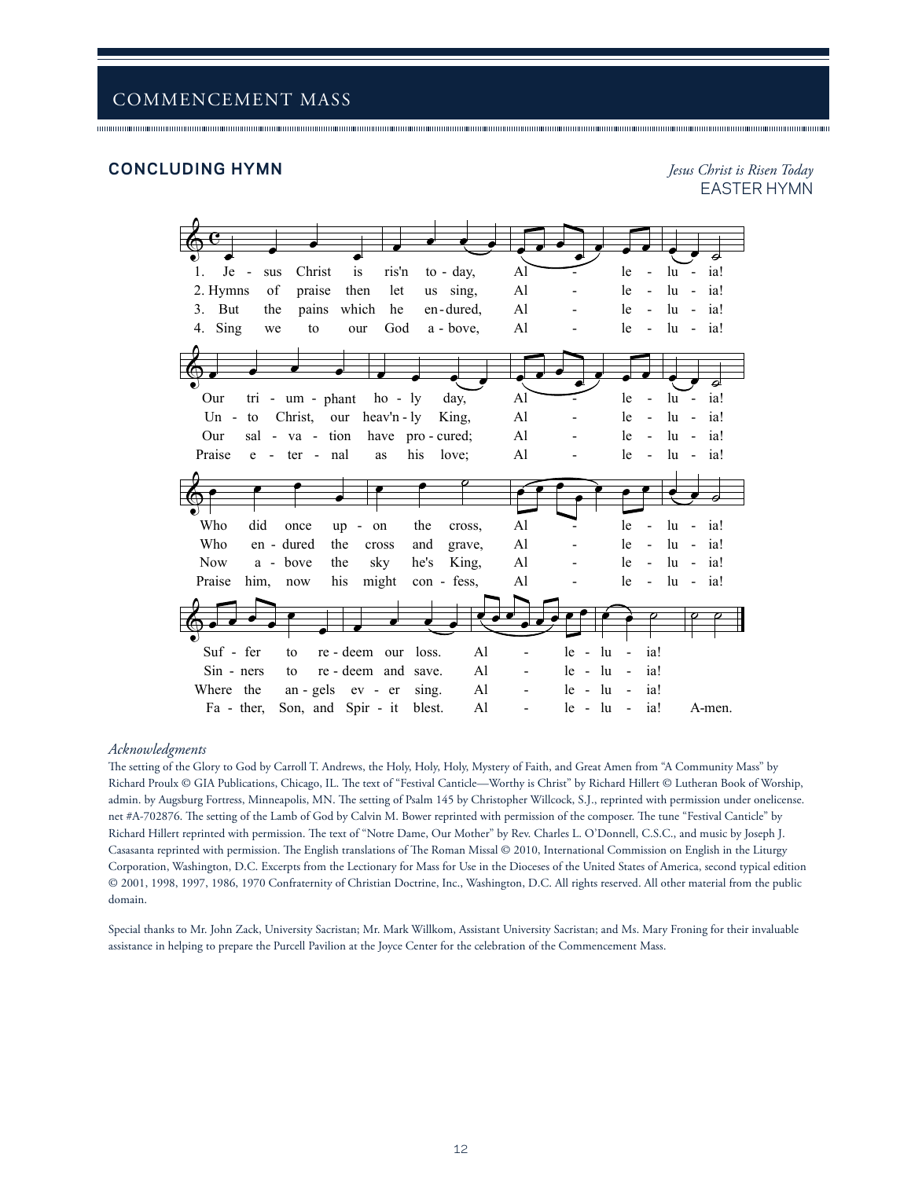## CONCLUDING HYMN

*Jesus Christ is Risen Today*
EASTER HYMN

1. Jesus Christ is ris'n today, Alleluia!
Our triumphant holy day, Alleluia!
Who did once upon the cross, Alleluia!
Suffer to redeem our loss. Alleluia!

2. Hymns of praise then let us sing, Alleluia!
Unto Christ, our heav'nly King, Alleluia!
Who endured the cross and grave, Alleluia!
Sinners to redeem and save. Alleluia!

3. But the pains which he endured, Alleluia!
Our salvation have procured; Alleluia!
Now above the sky he's King, Alleluia!
Where the angels ever sing. Alleluia!

4. Sing we to our God above, Alleluia!
Praise eternal as his love; Alleluia!
Praise him, now his might confess, Alleluia!
Father, Son, and Spirit blest. Alleluia! A-men.

*Acknowledgments*

The setting of the Glory to God by Carroll T. Andrews, the Holy, Holy, Holy, Mystery of Faith, and Great Amen from "A Community Mass" by Richard Proulx © GIA Publications, Chicago, IL. The text of "Festival Canticle—Worthy is Christ" by Richard Hillert © Lutheran Book of Worship, admin. by Augsburg Fortress, Minneapolis, MN. The setting of Psalm 145 by Christopher Willcock, S.J., reprinted with permission under onelicense. net #A-702876. The setting of the Lamb of God by Calvin M. Bower reprinted with permission of the composer. The tune "Festival Canticle" by Richard Hillert reprinted with permission. The text of "Notre Dame, Our Mother" by Rev. Charles L. O'Donnell, C.S.C., and music by Joseph J. Casasanta reprinted with permission. The English translations of The Roman Missal © 2010, International Commission on English in the Liturgy Corporation, Washington, D.C. Excerpts from the Lectionary for Mass for Use in the Dioceses of the United States of America, second typical edition © 2001, 1998, 1997, 1986, 1970 Confraternity of Christian Doctrine, Inc., Washington, D.C. All rights reserved. All other material from the public domain.

Special thanks to Mr. John Zack, University Sacristan; Mr. Mark Willkom, Assistant University Sacristan; and Ms. Mary Froning for their invaluable assistance in helping to prepare the Purcell Pavilion at the Joyce Center for the celebration of the Commencement Mass.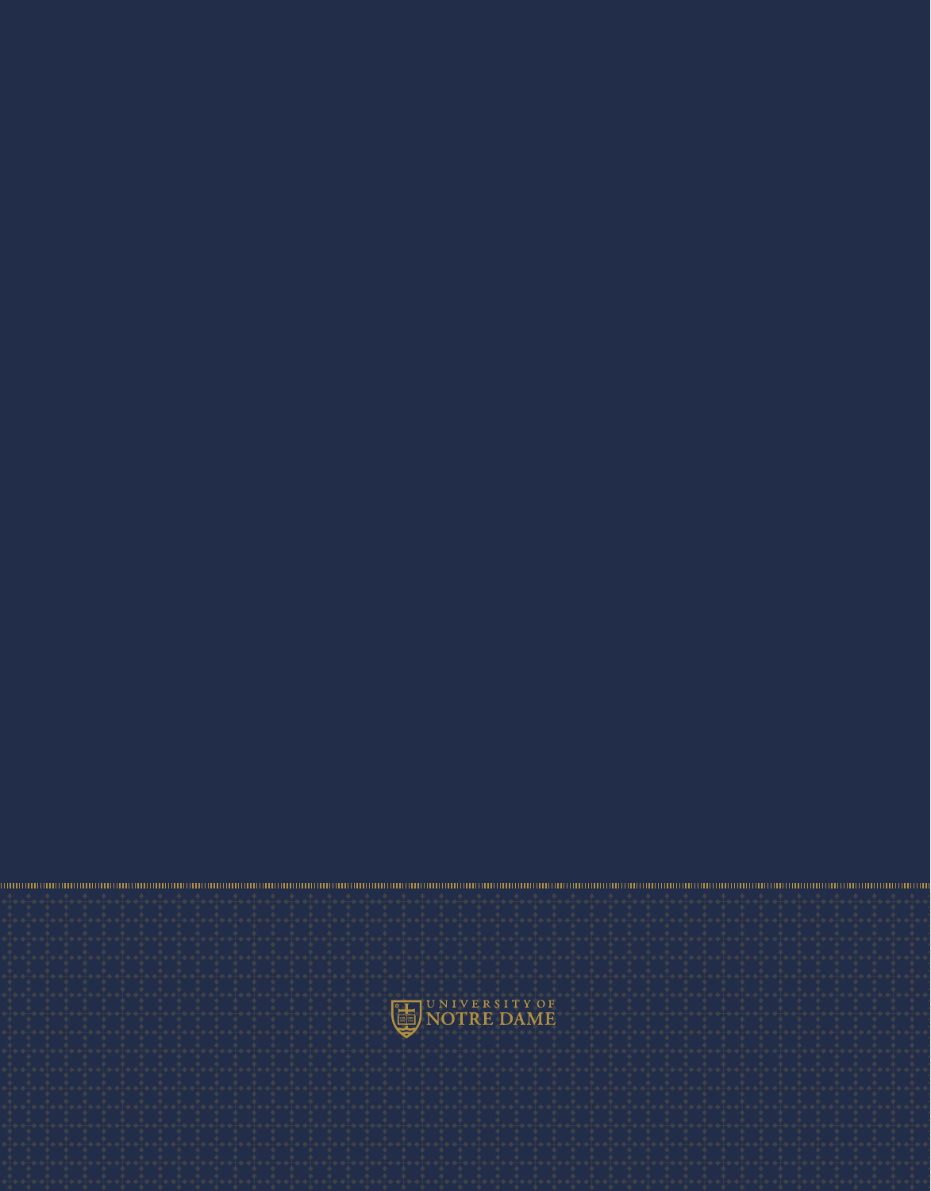UNIVERSITY OF NOTRE DAME